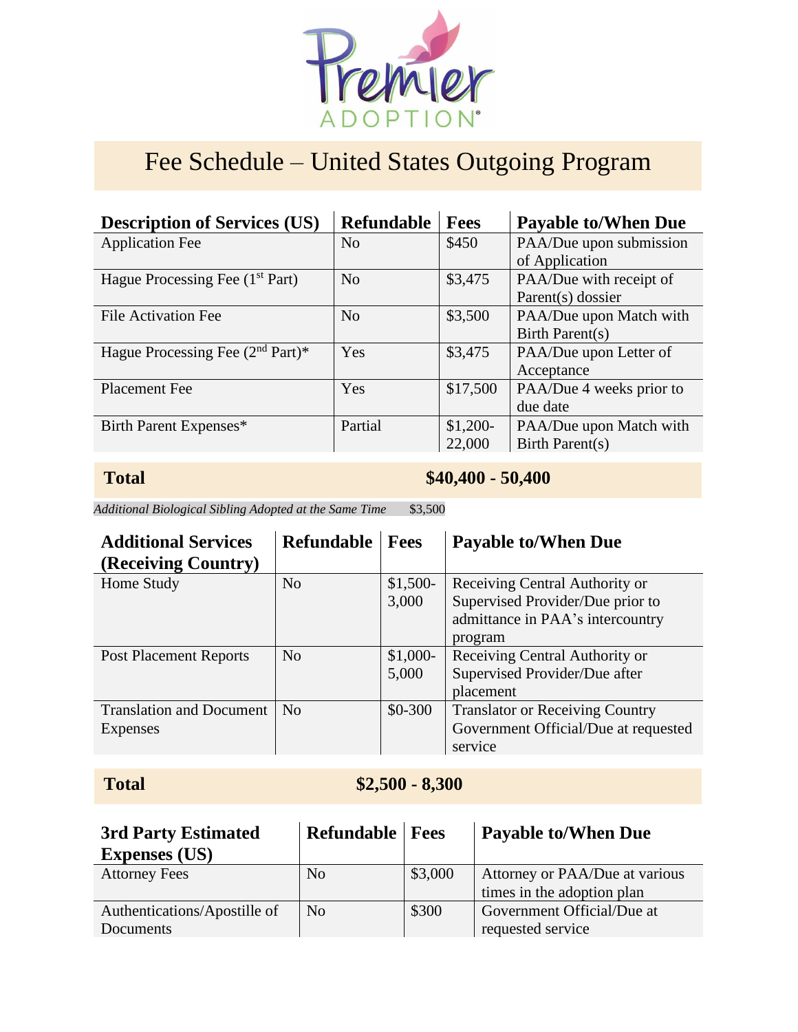# Fee Schedule – United States Outgoing Program

| Description of Services (US) | Refundable | Fees | Payable to/When Due |
|---|---|---|---|
| Application Fee | No | $450 | PAA/Due upon submission of Application |
| Hague Processing Fee (1st Part) | No | $3,475 | PAA/Due with receipt of Parent(s) dossier |
| File Activation Fee | No | $3,500 | PAA/Due upon Match with Birth Parent(s) |
| Hague Processing Fee (2nd Part)* | Yes | $3,475 | PAA/Due upon Letter of Acceptance |
| Placement Fee | Yes | $17,500 | PAA/Due 4 weeks prior to due date |
| Birth Parent Expenses* | Partial | $1,200-22,000 | PAA/Due upon Match with Birth Parent(s) |

**Total** **$40,400 - 50,400**

*Additional Biological Sibling Adopted at the Same Time* $3,500

| Additional Services (Receiving Country) | Refundable | Fees | Payable to/When Due |
|---|---|---|---|
| Home Study | No | $1,500-3,000 | Receiving Central Authority or Supervised Provider/Due prior to admittance in PAA's intercountry program |
| Post Placement Reports | No | $1,000-5,000 | Receiving Central Authority or Supervised Provider/Due after placement |
| Translation and Document Expenses | No | $0-300 | Translator or Receiving Country Government Official/Due at requested service |

**Total** **$2,500 - 8,300**

| 3rd Party Estimated Expenses (US) | Refundable | Fees | Payable to/When Due |
|---|---|---|---|
| Attorney Fees | No | $3,000 | Attorney or PAA/Due at various times in the adoption plan |
| Authentications/Apostille of Documents | No | $300 | Government Official/Due at requested service |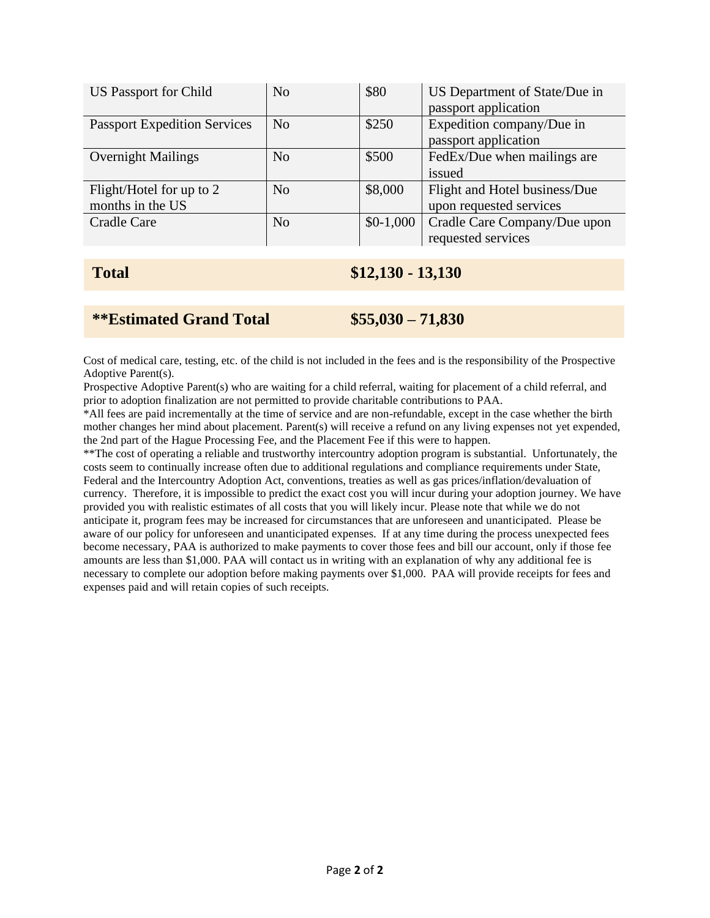| | | | |
|---|---|---|---|
| US Passport for Child | No | $80 | US Department of State/Due in passport application |
| Passport Expedition Services | No | $250 | Expedition company/Due in passport application |
| Overnight Mailings | No | $500 | FedEx/Due when mailings are issued |
| Flight/Hotel for up to 2 months in the US | No | $8,000 | Flight and Hotel business/Due upon requested services |
| Cradle Care | No | $0-1,000 | Cradle Care Company/Due upon requested services |

| | |
|---|---|
| **Total** | **$12,130 - 13,130** |

| | |
|---|---|
| **\*\*Estimated Grand Total** | **$55,030 – 71,830** |

Cost of medical care, testing, etc. of the child is not included in the fees and is the responsibility of the Prospective Adoptive Parent(s).

Prospective Adoptive Parent(s) who are waiting for a child referral, waiting for placement of a child referral, and prior to adoption finalization are not permitted to provide charitable contributions to PAA.

*All fees are paid incrementally at the time of service and are non-refundable, except in the case whether the birth mother changes her mind about placement. Parent(s) will receive a refund on any living expenses not yet expended, the 2nd part of the Hague Processing Fee, and the Placement Fee if this were to happen.

**The cost of operating a reliable and trustworthy intercountry adoption program is substantial. Unfortunately, the costs seem to continually increase often due to additional regulations and compliance requirements under State, Federal and the Intercountry Adoption Act, conventions, treaties as well as gas prices/inflation/devaluation of currency. Therefore, it is impossible to predict the exact cost you will incur during your adoption journey. We have provided you with realistic estimates of all costs that you will likely incur. Please note that while we do not anticipate it, program fees may be increased for circumstances that are unforeseen and unanticipated. Please be aware of our policy for unforeseen and unanticipated expenses. If at any time during the process unexpected fees become necessary, PAA is authorized to make payments to cover those fees and bill our account, only if those fee amounts are less than $1,000. PAA will contact us in writing with an explanation of why any additional fee is necessary to complete our adoption before making payments over $1,000. PAA will provide receipts for fees and expenses paid and will retain copies of such receipts.